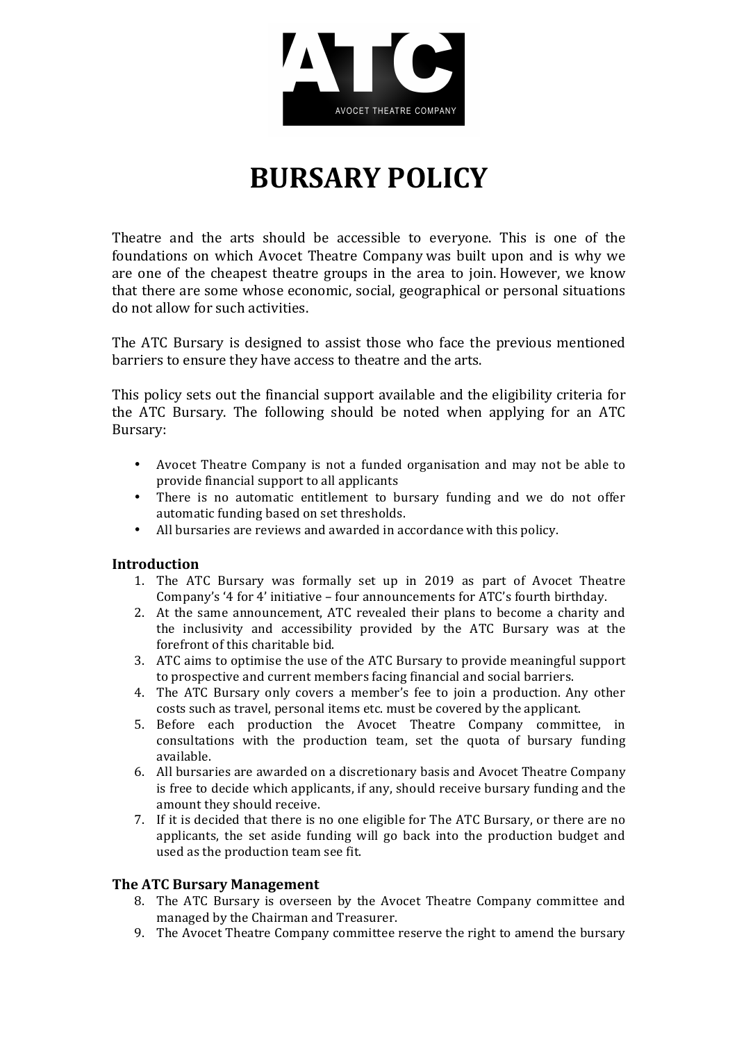# BURSARY POLICY

Theatre and the arts should be accessible to everyone. This is one of the foundations on which Avocet Theatre Company was built upon and is why we are one of the cheapest theatre groups in the area to join. However, we know that there are some whose economic, social, geographical or personal situations do not allow for such activities.

The ATC Bursary is designed to assist those who face the previous mentioned barriers to ensure they have access to theatre and the arts.

This policy sets out the financial support available and the eligibility criteria for the ATC Bursary. The following should be noted when applying for an ATC Bursary:

- Avocet Theatre Company is not a funded organisation and may not be able to provide financial support to all applicants
- There is no automatic entitlement to bursary funding and we do not offer automatic funding based on set thresholds.
- All bursaries are reviews and awarded in accordance with this policy.

### Introduction

1. The ATC Bursary was formally set up in 2019 as part of Avocet Theatre Company's '4 for 4' initiative – four announcements for ATC's fourth birthday.
2. At the same announcement, ATC revealed their plans to become a charity and the inclusivity and accessibility provided by the ATC Bursary was at the forefront of this charitable bid.
3. ATC aims to optimise the use of the ATC Bursary to provide meaningful support to prospective and current members facing financial and social barriers.
4. The ATC Bursary only covers a member's fee to join a production. Any other costs such as travel, personal items etc. must be covered by the applicant.
5. Before each production the Avocet Theatre Company committee, in consultations with the production team, set the quota of bursary funding available.
6. All bursaries are awarded on a discretionary basis and Avocet Theatre Company is free to decide which applicants, if any, should receive bursary funding and the amount they should receive.
7. If it is decided that there is no one eligible for The ATC Bursary, or there are no applicants, the set aside funding will go back into the production budget and used as the production team see fit.

### The ATC Bursary Management

8. The ATC Bursary is overseen by the Avocet Theatre Company committee and managed by the Chairman and Treasurer.
9. The Avocet Theatre Company committee reserve the right to amend the bursary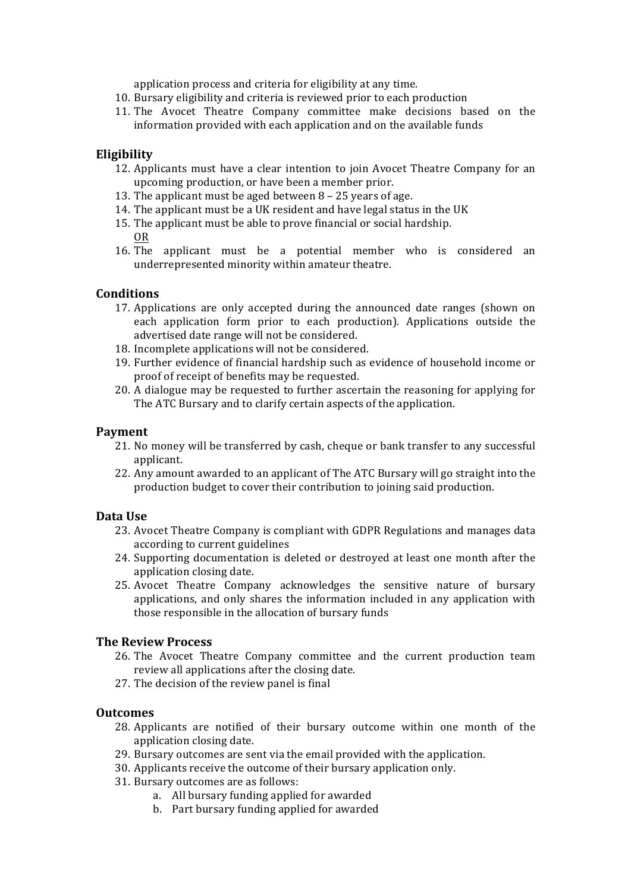application process and criteria for eligibility at any time.

10. Bursary eligibility and criteria is reviewed prior to each production
11. The Avocet Theatre Company committee make decisions based on the information provided with each application and on the available funds

## Eligibility

12. Applicants must have a clear intention to join Avocet Theatre Company for an upcoming production, or have been a member prior.
13. The applicant must be aged between 8 – 25 years of age.
14. The applicant must be a UK resident and have legal status in the UK
15. The applicant must be able to prove financial or social hardship.
    <u>OR</u>
16. The applicant must be a potential member who is considered an underrepresented minority within amateur theatre.

## Conditions

17. Applications are only accepted during the announced date ranges (shown on each application form prior to each production). Applications outside the advertised date range will not be considered.
18. Incomplete applications will not be considered.
19. Further evidence of financial hardship such as evidence of household income or proof of receipt of benefits may be requested.
20. A dialogue may be requested to further ascertain the reasoning for applying for The ATC Bursary and to clarify certain aspects of the application.

## Payment

21. No money will be transferred by cash, cheque or bank transfer to any successful applicant.
22. Any amount awarded to an applicant of The ATC Bursary will go straight into the production budget to cover their contribution to joining said production.

## Data Use

23. Avocet Theatre Company is compliant with GDPR Regulations and manages data according to current guidelines
24. Supporting documentation is deleted or destroyed at least one month after the application closing date.
25. Avocet Theatre Company acknowledges the sensitive nature of bursary applications, and only shares the information included in any application with those responsible in the allocation of bursary funds

## The Review Process

26. The Avocet Theatre Company committee and the current production team review all applications after the closing date.
27. The decision of the review panel is final

## Outcomes

28. Applicants are notified of their bursary outcome within one month of the application closing date.
29. Bursary outcomes are sent via the email provided with the application.
30. Applicants receive the outcome of their bursary application only.
31. Bursary outcomes are as follows:
    a. All bursary funding applied for awarded
    b. Part bursary funding applied for awarded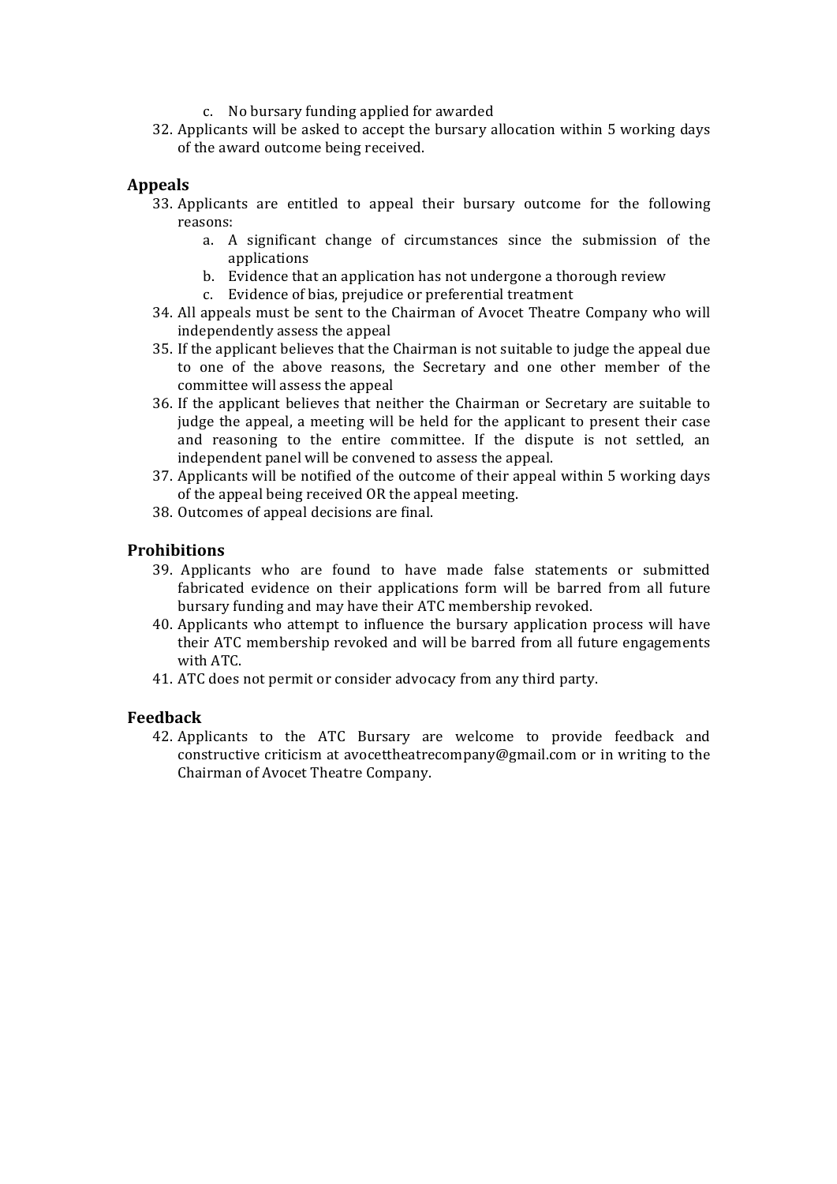c. No bursary funding applied for awarded

32. Applicants will be asked to accept the bursary allocation within 5 working days of the award outcome being received.

## Appeals

33. Applicants are entitled to appeal their bursary outcome for the following reasons:
    a. A significant change of circumstances since the submission of the applications
    b. Evidence that an application has not undergone a thorough review
    c. Evidence of bias, prejudice or preferential treatment
34. All appeals must be sent to the Chairman of Avocet Theatre Company who will independently assess the appeal
35. If the applicant believes that the Chairman is not suitable to judge the appeal due to one of the above reasons, the Secretary and one other member of the committee will assess the appeal
36. If the applicant believes that neither the Chairman or Secretary are suitable to judge the appeal, a meeting will be held for the applicant to present their case and reasoning to the entire committee. If the dispute is not settled, an independent panel will be convened to assess the appeal.
37. Applicants will be notified of the outcome of their appeal within 5 working days of the appeal being received OR the appeal meeting.
38. Outcomes of appeal decisions are final.

## Prohibitions

39. Applicants who are found to have made false statements or submitted fabricated evidence on their applications form will be barred from all future bursary funding and may have their ATC membership revoked.
40. Applicants who attempt to influence the bursary application process will have their ATC membership revoked and will be barred from all future engagements with ATC.
41. ATC does not permit or consider advocacy from any third party.

## Feedback

42. Applicants to the ATC Bursary are welcome to provide feedback and constructive criticism at avocettheatrecompany@gmail.com or in writing to the Chairman of Avocet Theatre Company.